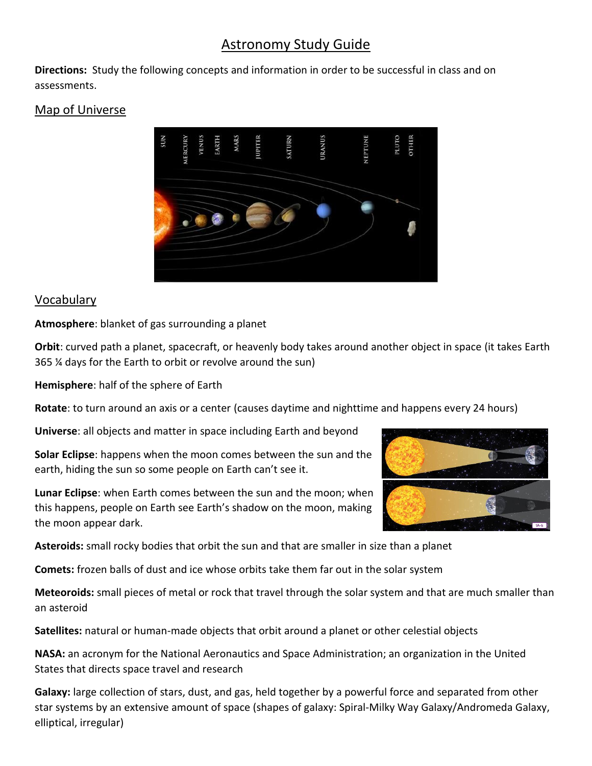# Astronomy Study Guide

**Directions:** Study the following concepts and information in order to be successful in class and on assessments.

## Map of Universe

## Vocabulary

**Atmosphere**: blanket of gas surrounding a planet

**Orbit**: curved path a planet, spacecraft, or heavenly body takes around another object in space (it takes Earth 365 ¼ days for the Earth to orbit or revolve around the sun)

**Hemisphere**: half of the sphere of Earth

**Rotate**: to turn around an axis or a center (causes daytime and nighttime and happens every 24 hours)

**Universe**: all objects and matter in space including Earth and beyond

**Solar Eclipse**: happens when the moon comes between the sun and the earth, hiding the sun so some people on Earth can't see it.

**Lunar Eclipse**: when Earth comes between the sun and the moon; when this happens, people on Earth see Earth's shadow on the moon, making the moon appear dark.

**Asteroids:** small rocky bodies that orbit the sun and that are smaller in size than a planet

**Comets:** frozen balls of dust and ice whose orbits take them far out in the solar system

**Meteoroids:** small pieces of metal or rock that travel through the solar system and that are much smaller than an asteroid

**Satellites:** natural or human-made objects that orbit around a planet or other celestial objects

**NASA:** an acronym for the National Aeronautics and Space Administration; an organization in the United States that directs space travel and research

**Galaxy:** large collection of stars, dust, and gas, held together by a powerful force and separated from other star systems by an extensive amount of space (shapes of galaxy: Spiral-Milky Way Galaxy/Andromeda Galaxy, elliptical, irregular)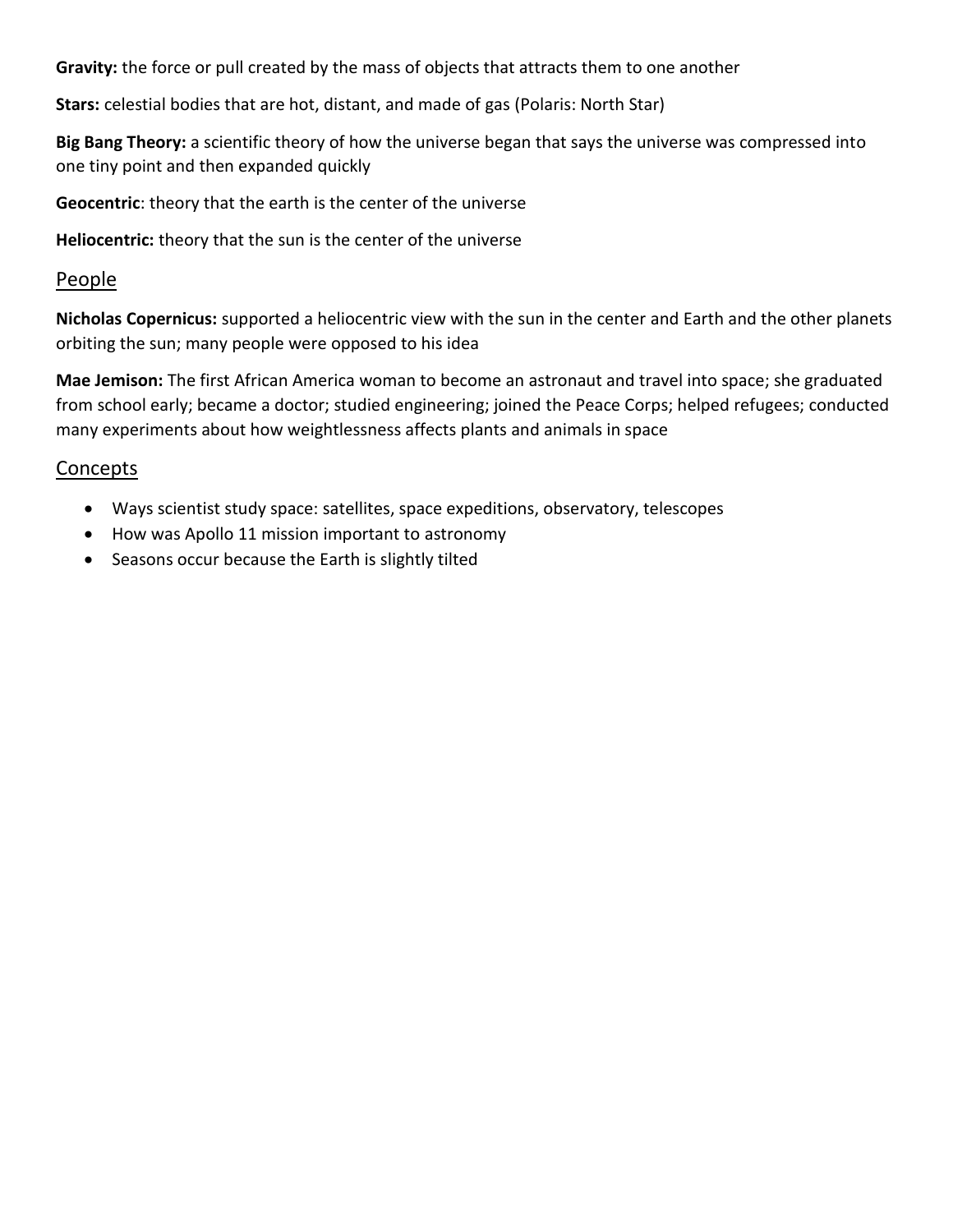**Gravity:** the force or pull created by the mass of objects that attracts them to one another

**Stars:** celestial bodies that are hot, distant, and made of gas (Polaris: North Star)

**Big Bang Theory:** a scientific theory of how the universe began that says the universe was compressed into one tiny point and then expanded quickly

**Geocentric**: theory that the earth is the center of the universe

**Heliocentric:** theory that the sun is the center of the universe

## People

**Nicholas Copernicus:** supported a heliocentric view with the sun in the center and Earth and the other planets orbiting the sun; many people were opposed to his idea

**Mae Jemison:** The first African America woman to become an astronaut and travel into space; she graduated from school early; became a doctor; studied engineering; joined the Peace Corps; helped refugees; conducted many experiments about how weightlessness affects plants and animals in space

## Concepts

- Ways scientist study space: satellites, space expeditions, observatory, telescopes
- How was Apollo 11 mission important to astronomy
- Seasons occur because the Earth is slightly tilted